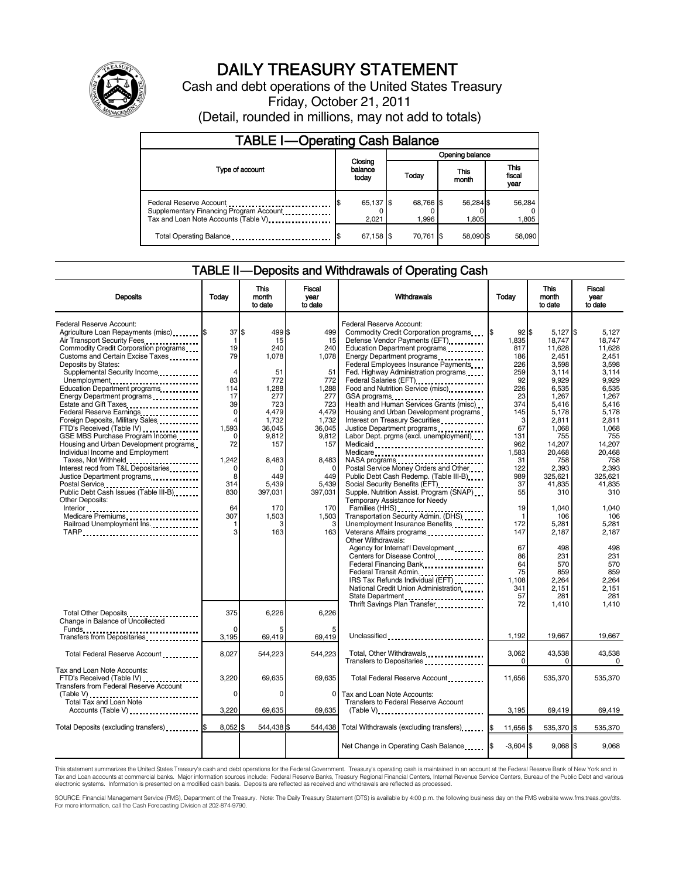# DAILY TREASURY STATEMENT

Cash and debt operations of the United States Treasury

Friday, October 21, 2011

(Detail, rounded in millions, may not add to totals)

## TABLE I—Operating Cash Balance

| Type of account | Closing balance today | Opening balance Today | Opening balance This month | Opening balance This fiscal year |
|---|---|---|---|---|
| Federal Reserve Account | $ 65,137 | $ 68,766 | $ 56,284 | $ 56,284 |
| Supplementary Financing Program Account | 0 | 0 | 0 | 0 |
| Tax and Loan Note Accounts (Table V) | 2,021 | 1,996 | 1,805 | 1,805 |
| Total Operating Balance | $ 67,158 | $ 70,761 | $ 58,090 | $ 58,090 |

## TABLE II—Deposits and Withdrawals of Operating Cash

| Deposits | Today | This month to date | Fiscal year to date |
|---|---|---|---|
| Federal Reserve Account: | | | |
| Agriculture Loan Repayments (misc) | $ 37 | $ 499 | $ 499 |
| Air Transport Security Fees | 1 | 15 | 15 |
| Commodity Credit Corporation programs | 19 | 240 | 240 |
| Customs and Certain Excise Taxes | 79 | 1,078 | 1,078 |
| Deposits by States: | | | |
| Supplemental Security Income | 4 | 51 | 51 |
| Unemployment | 83 | 772 | 772 |
| Education Department programs | 114 | 1,288 | 1,288 |
| Energy Department programs | 17 | 277 | 277 |
| Estate and Gift Taxes | 39 | 723 | 723 |
| Federal Reserve Earnings | 0 | 4,479 | 4,479 |
| Foreign Deposits, Military Sales | 4 | 1,732 | 1,732 |
| FTD's Received (Table IV) | 1,593 | 36,045 | 36,045 |
| GSE MBS Purchase Program Income | 0 | 9,812 | 9,812 |
| Housing and Urban Development programs | 72 | 157 | 157 |
| Individual Income and Employment Taxes, Not Withheld | 1,242 | 8,483 | 8,483 |
| Interest recd from T&L Depositaries | 0 | 0 | 0 |
| Justice Department programs | 8 | 449 | 449 |
| Postal Service | 314 | 5,439 | 5,439 |
| Public Debt Cash Issues (Table III-B) | 830 | 397,031 | 397,031 |
| Other Deposits: | | | |
| Interior | 64 | 170 | 170 |
| Medicare Premiums | 307 | 1,503 | 1,503 |
| Railroad Unemployment Ins. | 1 | 3 | 3 |
| TARP | 3 | 163 | 163 |
| Total Other Deposits | 375 | 6,226 | 6,226 |
| Change in Balance of Uncollected Funds | 0 | 5 | 5 |
| Transfers from Depositaries | 3,195 | 69,419 | 69,419 |
| Total Federal Reserve Account | 8,027 | 544,223 | 544,223 |
| Tax and Loan Note Accounts: | | | |
| FTD's Received (Table IV) | 3,220 | 69,635 | 69,635 |
| Transfers from Federal Reserve Account (Table V) | 0 | 0 | 0 |
| Total Tax and Loan Note Accounts (Table V) | 3,220 | 69,635 | 69,635 |
| Total Deposits (excluding transfers) | $ 8,052 | $ 544,438 | $ 544,438 |

| Withdrawals | Today | This month to date | Fiscal year to date |
|---|---|---|---|
| Federal Reserve Account: | | | |
| Commodity Credit Corporation programs | $ 92 | $ 5,127 | $ 5,127 |
| Defense Vendor Payments (EFT) | 1,835 | 18,747 | 18,747 |
| Education Department programs | 817 | 11,628 | 11,628 |
| Energy Department programs | 186 | 2,451 | 2,451 |
| Federal Employees Insurance Payments | 226 | 3,598 | 3,598 |
| Fed. Highway Administration programs | 259 | 3,114 | 3,114 |
| Federal Salaries (EFT) | 92 | 9,929 | 9,929 |
| Food and Nutrition Service (misc) | 226 | 6,535 | 6,535 |
| GSA programs | 23 | 1,267 | 1,267 |
| Health and Human Services Grants (misc) | 374 | 5,416 | 5,416 |
| Housing and Urban Development programs | 145 | 5,178 | 5,178 |
| Interest on Treasury Securities | 3 | 2,811 | 2,811 |
| Justice Department programs | 67 | 1,068 | 1,068 |
| Labor Dept. prgms (excl. unemployment) | 131 | 755 | 755 |
| Medicaid | 962 | 14,207 | 14,207 |
| Medicare | 1,583 | 20,468 | 20,468 |
| NASA programs | 31 | 758 | 758 |
| Postal Service Money Orders and Other | 122 | 2,393 | 2,393 |
| Public Debt Cash Redemp. (Table III-B) | 989 | 325,621 | 325,621 |
| Social Security Benefits (EFT) | 37 | 41,835 | 41,835 |
| Supple. Nutrition Assist. Program (SNAP) | 55 | 310 | 310 |
| Temporary Assistance for Needy Families (HHS) | 19 | 1,040 | 1,040 |
| Transportation Security Admin. (DHS) | 1 | 106 | 106 |
| Unemployment Insurance Benefits | 172 | 5,281 | 5,281 |
| Veterans Affairs programs | 147 | 2,187 | 2,187 |
| Other Withdrawals: | | | |
| Agency for Internat'l Development | 67 | 498 | 498 |
| Centers for Disease Control | 86 | 231 | 231 |
| Federal Financing Bank | 64 | 570 | 570 |
| Federal Transit Admin. | 75 | 859 | 859 |
| IRS Tax Refunds Individual (EFT) | 1,108 | 2,264 | 2,264 |
| National Credit Union Administration | 341 | 2,151 | 2,151 |
| State Department | 57 | 281 | 281 |
| Thrift Savings Plan Transfer | 72 | 1,410 | 1,410 |
| Unclassified | 1,192 | 19,667 | 19,667 |
| Total, Other Withdrawals | 3,062 | 43,538 | 43,538 |
| Transfers to Depositaries | 0 | 0 | 0 |
| Total Federal Reserve Account | 11,656 | 535,370 | 535,370 |
| Tax and Loan Note Accounts: | | | |
| Transfers to Federal Reserve Account (Table V) | 3,195 | 69,419 | 69,419 |
| Total Withdrawals (excluding transfers) | $ 11,656 | $ 535,370 | $ 535,370 |
| Net Change in Operating Cash Balance | $ -3,604 | $ 9,068 | $ 9,068 |

This statement summarizes the United States Treasury's cash and debt operations for the Federal Government. Treasury's operating cash is maintained in an account at the Federal Reserve Bank of New York and in Tax and Loan accounts at commercial banks. Major information sources include: Federal Reserve Banks, Treasury Regional Financial Centers, Internal Revenue Service Centers, Bureau of the Public Debt and various electronic systems. Information is presented on a modified cash basis. Deposits are reflected as received and withdrawals are reflected as processed.

SOURCE: Financial Management Service (FMS), Department of the Treasury. Note: The Daily Treasury Statement (DTS) is available by 4:00 p.m. the following business day on the FMS website www.fms.treas.gov/dts. For more information, call the Cash Forecasting Division at 202-874-9790.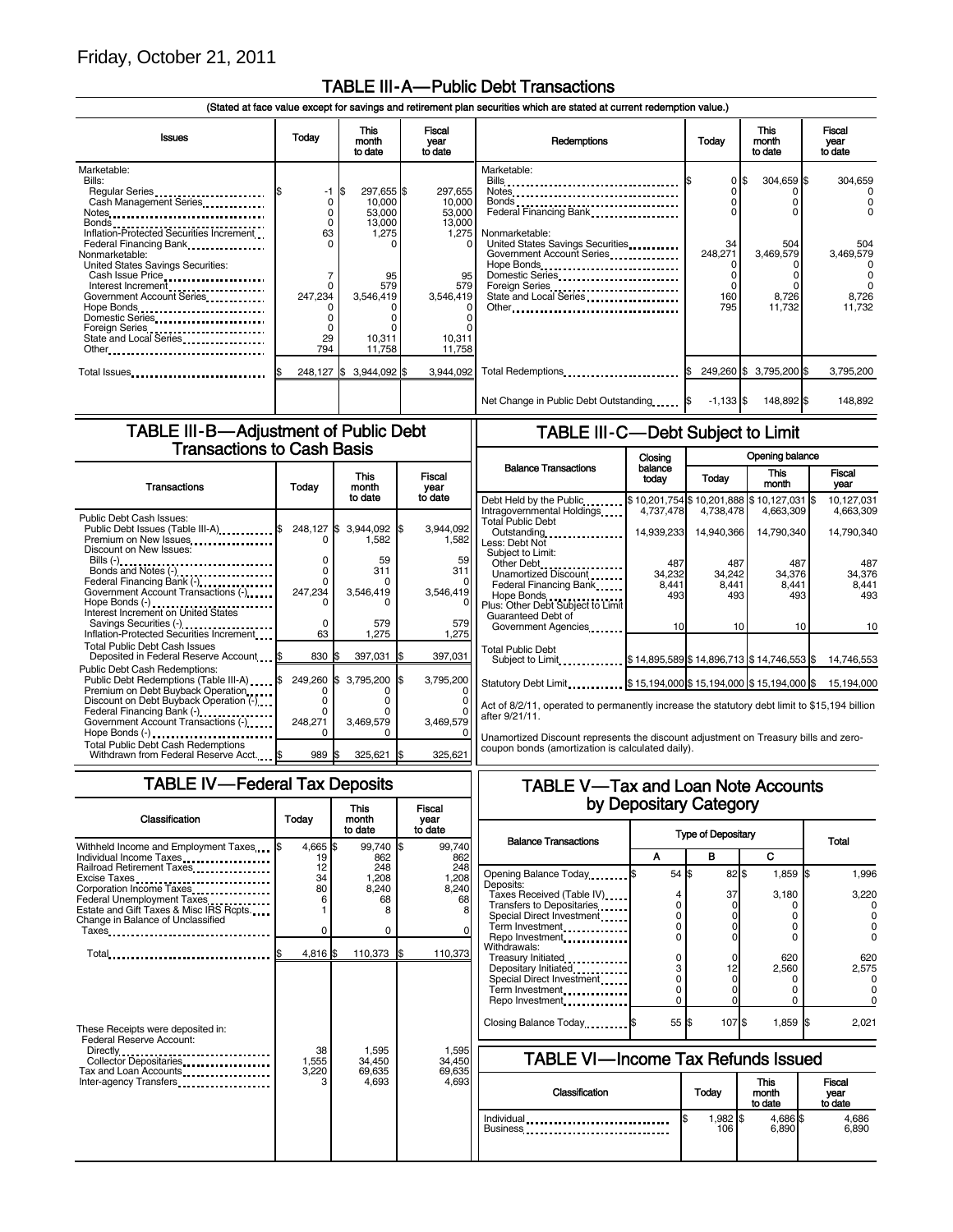Friday, October 21, 2011

## TABLE III-A—Public Debt Transactions

(Stated at face value except for savings and retirement plan securities which are stated at current redemption value.)

| Issues | Today | This month to date | Fiscal year to date |
|---|---|---|---|
| Marketable: | | | |
| Bills: | | | |
| Regular Series | $ -1 | $ 297,655 | $ 297,655 |
| Cash Management Series | 0 | 10,000 | 10,000 |
| Notes | 0 | 53,000 | 53,000 |
| Bonds | 0 | 13,000 | 13,000 |
| Inflation-Protected Securities Increment | 63 | 1,275 | 1,275 |
| Federal Financing Bank | 0 | 0 | 0 |
| Nonmarketable: | | | |
| United States Savings Securities: | | | |
| Cash Issue Price | 7 | 95 | 95 |
| Interest Increment | 0 | 579 | 579 |
| Government Account Series | 247,234 | 3,546,419 | 3,546,419 |
| Hope Bonds | 0 | 0 | 0 |
| Domestic Series | 0 | 0 | 0 |
| Foreign Series | 0 | 0 | 0 |
| State and Local Series | 29 | 10,311 | 10,311 |
| Other | 794 | 11,758 | 11,758 |
| Total Issues | $ 248,127 | $ 3,944,092 | $ 3,944,092 |

| Redemptions | Today | This month to date | Fiscal year to date |
|---|---|---|---|
| Marketable: | | | |
| Bills | $ 0 | $ 304,659 | $ 304,659 |
| Notes | 0 | 0 | 0 |
| Bonds | 0 | 0 | 0 |
| Federal Financing Bank | 0 | 0 | 0 |
| Nonmarketable: | | | |
| United States Savings Securities | 34 | 504 | 504 |
| Government Account Series | 248,271 | 3,469,579 | 3,469,579 |
| Hope Bonds | 0 | 0 | 0 |
| Domestic Series | 0 | 0 | 0 |
| Foreign Series | 0 | 0 | 0 |
| State and Local Series | 160 | 8,726 | 8,726 |
| Other | 795 | 11,732 | 11,732 |
| Total Redemptions | $ 249,260 | $ 3,795,200 | $ 3,795,200 |
| Net Change in Public Debt Outstanding | $ -1,133 | $ 148,892 | $ 148,892 |

## TABLE III-B—Adjustment of Public Debt Transactions to Cash Basis

| Transactions | Today | This month to date | Fiscal year to date |
|---|---|---|---|
| Public Debt Cash Issues: | | | |
| Public Debt Issues (Table III-A) | $ 248,127 | $ 3,944,092 | $ 3,944,092 |
| Premium on New Issues | 0 | 1,582 | 1,582 |
| Discount on New Issues: | | | |
| Bills (-) | 0 | 59 | 59 |
| Bonds and Notes (-) | 0 | 311 | 311 |
| Federal Financing Bank (-) | 0 | 0 | 0 |
| Government Account Transactions (-) | 247,234 | 3,546,419 | 3,546,419 |
| Hope Bonds (-) | 0 | 0 | 0 |
| Interest Increment on United States Savings Securities (-) | 0 | 579 | 579 |
| Inflation-Protected Securities Increment | 63 | 1,275 | 1,275 |
| Total Public Debt Cash Issues Deposited in Federal Reserve Account | $ 830 | $ 397,031 | $ 397,031 |
| Public Debt Cash Redemptions: | | | |
| Public Debt Redemptions (Table III-A) | $ 249,260 | $ 3,795,200 | $ 3,795,200 |
| Premium on Debt Buyback Operation | 0 | 0 | 0 |
| Discount on Debt Buyback Operation (-) | 0 | 0 | 0 |
| Federal Financing Bank (-) | 0 | 0 | 0 |
| Government Account Transactions (-) | 248,271 | 3,469,579 | 3,469,579 |
| Hope Bonds (-) | 0 | 0 | 0 |
| Total Public Debt Cash Redemptions Withdrawn from Federal Reserve Acct. | $ 989 | $ 325,621 | $ 325,621 |

## TABLE III-C—Debt Subject to Limit

| Balance Transactions | Closing balance today | Opening balance | | |
|---|---|---|---|---|
| | | Today | This month | Fiscal year |
| Debt Held by the Public | $ 10,201,754 | $ 10,201,888 | $ 10,127,031 | $ 10,127,031 |
| Intragovernmental Holdings | 4,737,478 | 4,738,478 | 4,663,309 | 4,663,309 |
| Total Public Debt Outstanding | 14,939,233 | 14,940,366 | 14,790,340 | 14,790,340 |
| Less: Debt Not Subject to Limit: | | | | |
| Other Debt | 487 | 487 | 487 | 487 |
| Unamortized Discount | 34,232 | 34,242 | 34,376 | 34,376 |
| Federal Financing Bank | 8,441 | 8,441 | 8,441 | 8,441 |
| Hope Bonds | 493 | 493 | 493 | 493 |
| Plus: Other Debt Subject to Limit | | | | |
| Guaranteed Debt of Government Agencies | 10 | 10 | 10 | 10 |
| Total Public Debt Subject to Limit | $ 14,895,589 | $ 14,896,713 | $ 14,746,553 | $ 14,746,553 |
| Statutory Debt Limit | $ 15,194,000 | $ 15,194,000 | $ 15,194,000 | $ 15,194,000 |

Act of 8/2/11, operated to permanently increase the statutory debt limit to $15,194 billion after 9/21/11.

Unamortized Discount represents the discount adjustment on Treasury bills and zero-coupon bonds (amortization is calculated daily).

## TABLE IV—Federal Tax Deposits

| Classification | Today | This month to date | Fiscal year to date |
|---|---|---|---|
| Withheld Income and Employment Taxes | $ 4,665 | $ 99,740 | $ 99,740 |
| Individual Income Taxes | 19 | 862 | 862 |
| Railroad Retirement Taxes | 12 | 248 | 248 |
| Excise Taxes | 34 | 1,208 | 1,208 |
| Corporation Income Taxes | 80 | 8,240 | 8,240 |
| Federal Unemployment Taxes | 6 | 68 | 68 |
| Estate and Gift Taxes & Misc IRS Rcpts. | 1 | 8 | 8 |
| Change in Balance of Unclassified Taxes | 0 | 0 | 0 |
| Total | $ 4,816 | $ 110,373 | $ 110,373 |
| These Receipts were deposited in: | | | |
| Federal Reserve Account: | | | |
| Directly | 38 | 1,595 | 1,595 |
| Collector Depositaries | 1,555 | 34,450 | 34,450 |
| Tax and Loan Accounts | 3,220 | 69,635 | 69,635 |
| Inter-agency Transfers | 3 | 4,693 | 4,693 |

## TABLE V—Tax and Loan Note Accounts by Depositary Category

| Balance Transactions | Type of Depositary | | | Total |
|---|---|---|---|---|
| | A | B | C | |
| Opening Balance Today | $ 54 | $ 82 | $ 1,859 | $ 1,996 |
| Deposits: | | | | |
| Taxes Received (Table IV) | 4 | 37 | 3,180 | 3,220 |
| Transfers to Depositaries | 0 | 0 | 0 | 0 |
| Special Direct Investment | 0 | 0 | 0 | 0 |
| Term Investment | 0 | 0 | 0 | 0 |
| Repo Investment | 0 | 0 | 0 | 0 |
| Withdrawals: | | | | |
| Treasury Initiated | 0 | 0 | 620 | 620 |
| Depositary Initiated | 3 | 12 | 2,560 | 2,575 |
| Special Direct Investment | 0 | 0 | 0 | 0 |
| Term Investment | 0 | 0 | 0 | 0 |
| Repo Investment | 0 | 0 | 0 | 0 |
| Closing Balance Today | $ 55 | $ 107 | $ 1,859 | $ 2,021 |

## TABLE VI—Income Tax Refunds Issued

| Classification | Today | This month to date | Fiscal year to date |
|---|---|---|---|
| Individual | $ 1,982 | $ 4,686 | $ 4,686 |
| Business | 106 | 6,890 | 6,890 |